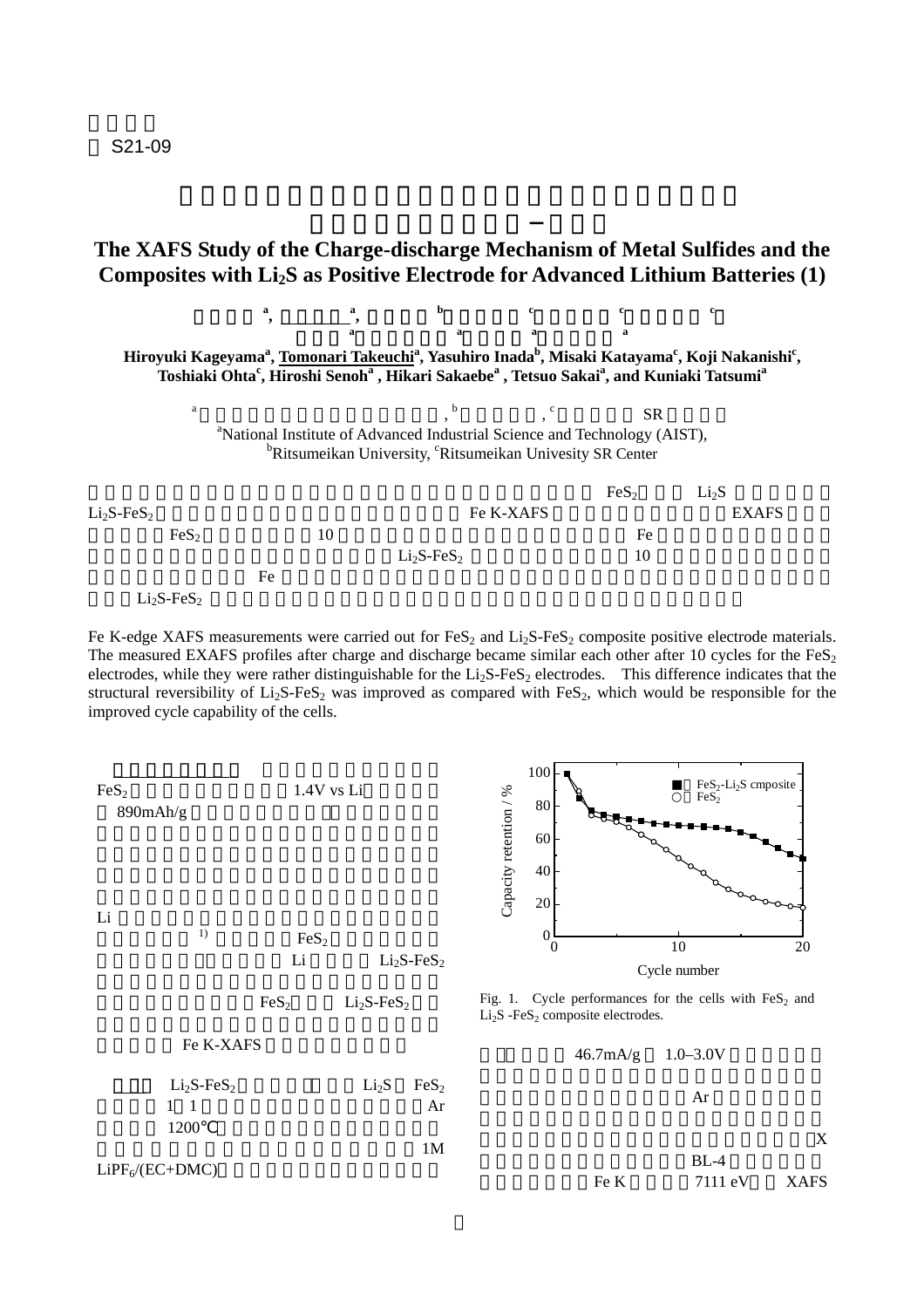S21-09

# The XAFS Study of the Charge-discharge Mechanism of Metal Sulfides and the Composites with $Li_2S$ as Positive Electrode for Advanced Lithium Batteries (1)

Hiroyuki Kageyama[a], Tomonari Takeuchi[a], Yasuhiro Inada[b], Misaki Katayama[c], Koji Nakanishi[c], Toshiaki Ohta[c], Hiroshi Senoh[a], Hikari Sakaebe[a], Tetsuo Sakai[a], and Kuniaki Tatsumi[a]

[a], [b], [c] SR

[a]National Institute of Advanced Industrial Science and Technology (AIST),
[b]Ritsumeikan University, [c]Ritsumeikan Univesity SR Center

$FeS_2$ $Li_2S$
$Li_2S$-$FeS_2$ Fe K-XAFS EXAFS
$FeS_2$ 10 Fe
$Li_2S$-$FeS_2$ 10
Fe
$Li_2S$-$FeS_2$

Fe K-edge XAFS measurements were carried out for $FeS_2$ and $Li_2S$-$FeS_2$ composite positive electrode materials. The measured EXAFS profiles after charge and discharge became similar each other after 10 cycles for the $FeS_2$ electrodes, while they were rather distinguishable for the $Li_2S$-$FeS_2$ electrodes. This difference indicates that the structural reversibility of $Li_2S$-$FeS_2$ was improved as compared with $FeS_2$, which would be responsible for the improved cycle capability of the cells.

$FeS_2$ 1.4V vs Li
890mAh/g

Li
1) $FeS_2$
Li $Li_2S$-$FeS_2$

$FeS_2$ $Li_2S$-$FeS_2$

Fe K-XAFS

$Li_2S$-$FeS_2$ $Li_2S$ $FeS_2$
1 1 Ar
1200℃
1M
$LiPF_6$/(EC+DMC)

Fig. 1. Cycle performances for the cells with $FeS_2$ and $Li_2S$ -$FeS_2$ composite electrodes.

46.7mA/g 1.0–3.0V

Ar

X
BL-4
Fe K 7111 eV XAFS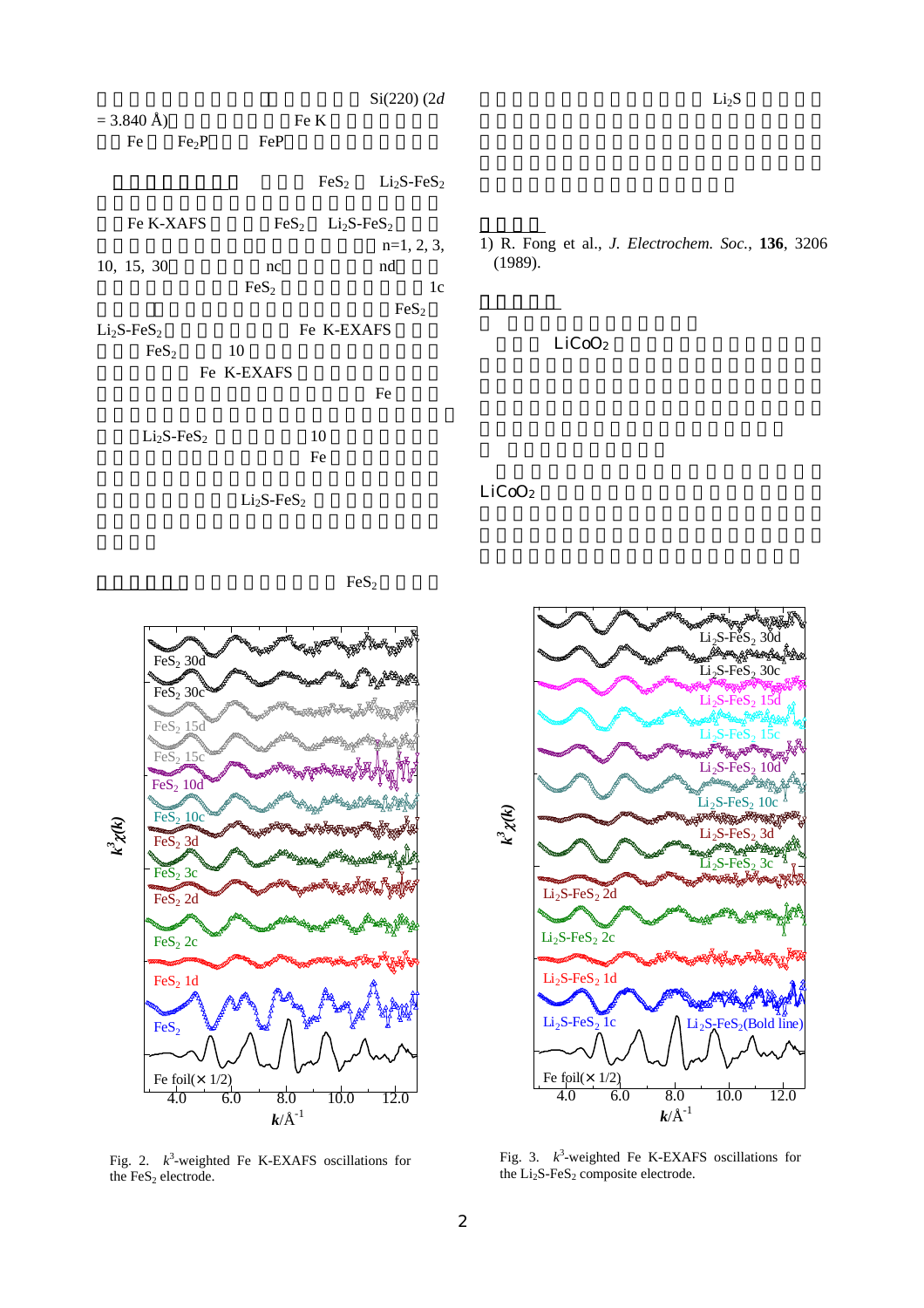Si(220) (2$d$ = 3.840 Å) Fe K Fe $Fe_2P$ FeP

$FeS_2$ $Li_2S$-$FeS_2$

Fe K-XAFS $FeS_2$ $Li_2S$-$FeS_2$ n=1, 2, 3, 10, 15, 30 nc nd $FeS_2$ 1c $FeS_2$ $Li_2S$-$FeS_2$ Fe K-EXAFS $FeS_2$ 10 Fe K-EXAFS Fe

$Li_2S$-$FeS_2$ 10 Fe

$Li_2S$-$FeS_2$

$FeS_2$

$Li_2S$

1) R. Fong et al., *J. Electrochem. Soc.*, **136**, 3206 (1989).

$LiCoO_2$

$LiCoO_2$

$FeS_2$ 30d
$FeS_2$ 30c
$FeS_2$ 15d
$FeS_2$ 15c
$FeS_2$ 10d
$FeS_2$ 10c
$FeS_2$ 3d
$FeS_2$ 3c
$FeS_2$ 2d
$FeS_2$ 2c
$FeS_2$ 1d
$FeS_2$
Fe foil(× 1/2)
$k^3\chi(k)$
4.0 6.0 8.0 10.0 12.0
$k$/Å$^{-1}$

Fig. 2. $k^3$-weighted Fe K-EXAFS oscillations for the $FeS_2$ electrode.

$Li_2S$-$FeS_2$ 30d
$Li_2S$-$FeS_2$ 30c
$Li_2S$-$FeS_2$ 15d
$Li_2S$-$FeS_2$ 15c
$Li_2S$-$FeS_2$ 10d
$Li_2S$-$FeS_2$ 10c
$Li_2S$-$FeS_2$ 3d
$Li_2S$-$FeS_2$ 3c
$Li_2S$-$FeS_2$ 2d
$Li_2S$-$FeS_2$ 2c
$Li_2S$-$FeS_2$ 1d
$Li_2S$-$FeS_2$ 1c
$Li_2S$-$FeS_2$(Bold line)
Fe foil(× 1/2)
$k^3\chi(k)$
4.0 6.0 8.0 10.0 12.0
$k$/Å$^{-1}$

Fig. 3. $k^3$-weighted Fe K-EXAFS oscillations for the $Li_2S$-$FeS_2$ composite electrode.